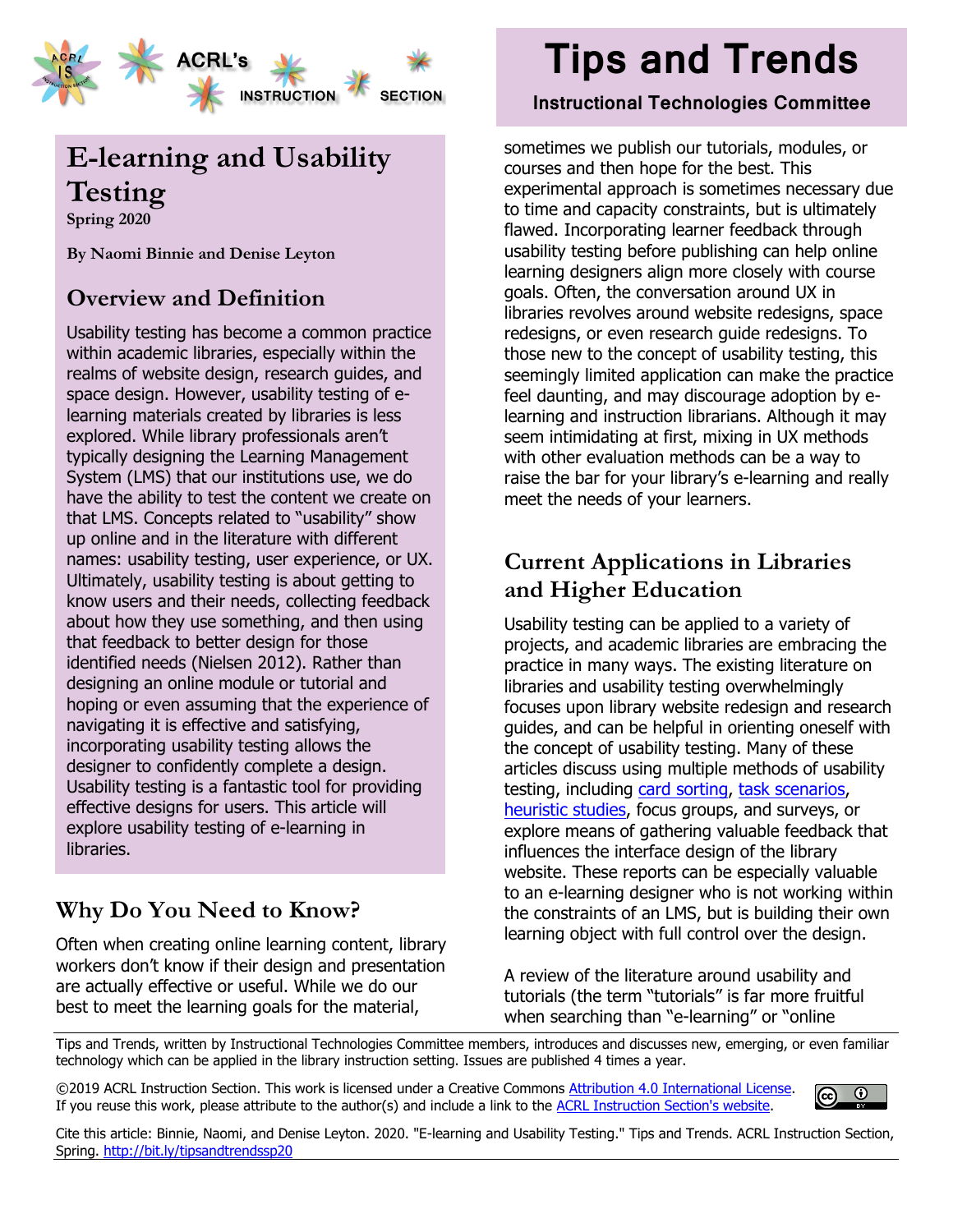ACRL's INSTRUCTION SECTION

# Tips and Trends

**Instructional Technologies Committee**

# E-learning and Usability Testing

**Spring 2020**

**By Naomi Binnie and Denise Leyton**

## Overview and Definition

Usability testing has become a common practice within academic libraries, especially within the realms of website design, research guides, and space design. However, usability testing of e-learning materials created by libraries is less explored. While library professionals aren't typically designing the Learning Management System (LMS) that our institutions use, we do have the ability to test the content we create on that LMS. Concepts related to "usability" show up online and in the literature with different names: usability testing, user experience, or UX. Ultimately, usability testing is about getting to know users and their needs, collecting feedback about how they use something, and then using that feedback to better design for those identified needs (Nielsen 2012). Rather than designing an online module or tutorial and hoping or even assuming that the experience of navigating it is effective and satisfying, incorporating usability testing allows the designer to confidently complete a design. Usability testing is a fantastic tool for providing effective designs for users. This article will explore usability testing of e-learning in libraries.

## Why Do You Need to Know?

Often when creating online learning content, library workers don't know if their design and presentation are actually effective or useful. While we do our best to meet the learning goals for the material, sometimes we publish our tutorials, modules, or courses and then hope for the best. This experimental approach is sometimes necessary due to time and capacity constraints, but is ultimately flawed. Incorporating learner feedback through usability testing before publishing can help online learning designers align more closely with course goals. Often, the conversation around UX in libraries revolves around website redesigns, space redesigns, or even research guide redesigns. To those new to the concept of usability testing, this seemingly limited application can make the practice feel daunting, and may discourage adoption by e-learning and instruction librarians. Although it may seem intimidating at first, mixing in UX methods with other evaluation methods can be a way to raise the bar for your library's e-learning and really meet the needs of your learners.

## Current Applications in Libraries and Higher Education

Usability testing can be applied to a variety of projects, and academic libraries are embracing the practice in many ways. The existing literature on libraries and usability testing overwhelmingly focuses upon library website redesign and research guides, and can be helpful in orienting oneself with the concept of usability testing. Many of these articles discuss using multiple methods of usability testing, including card sorting, task scenarios, heuristic studies, focus groups, and surveys, or explore means of gathering valuable feedback that influences the interface design of the library website. These reports can be especially valuable to an e-learning designer who is not working within the constraints of an LMS, but is building their own learning object with full control over the design.

A review of the literature around usability and tutorials (the term "tutorials" is far more fruitful when searching than "e-learning" or "online

---

Tips and Trends, written by Instructional Technologies Committee members, introduces and discusses new, emerging, or even familiar technology which can be applied in the library instruction setting. Issues are published 4 times a year.

©2019 ACRL Instruction Section. This work is licensed under a Creative Commons Attribution 4.0 International License. If you reuse this work, please attribute to the author(s) and include a link to the ACRL Instruction Section's website.

Cite this article: Binnie, Naomi, and Denise Leyton. 2020. "E-learning and Usability Testing." Tips and Trends. ACRL Instruction Section, Spring. http://bit.ly/tipsandtrendssp20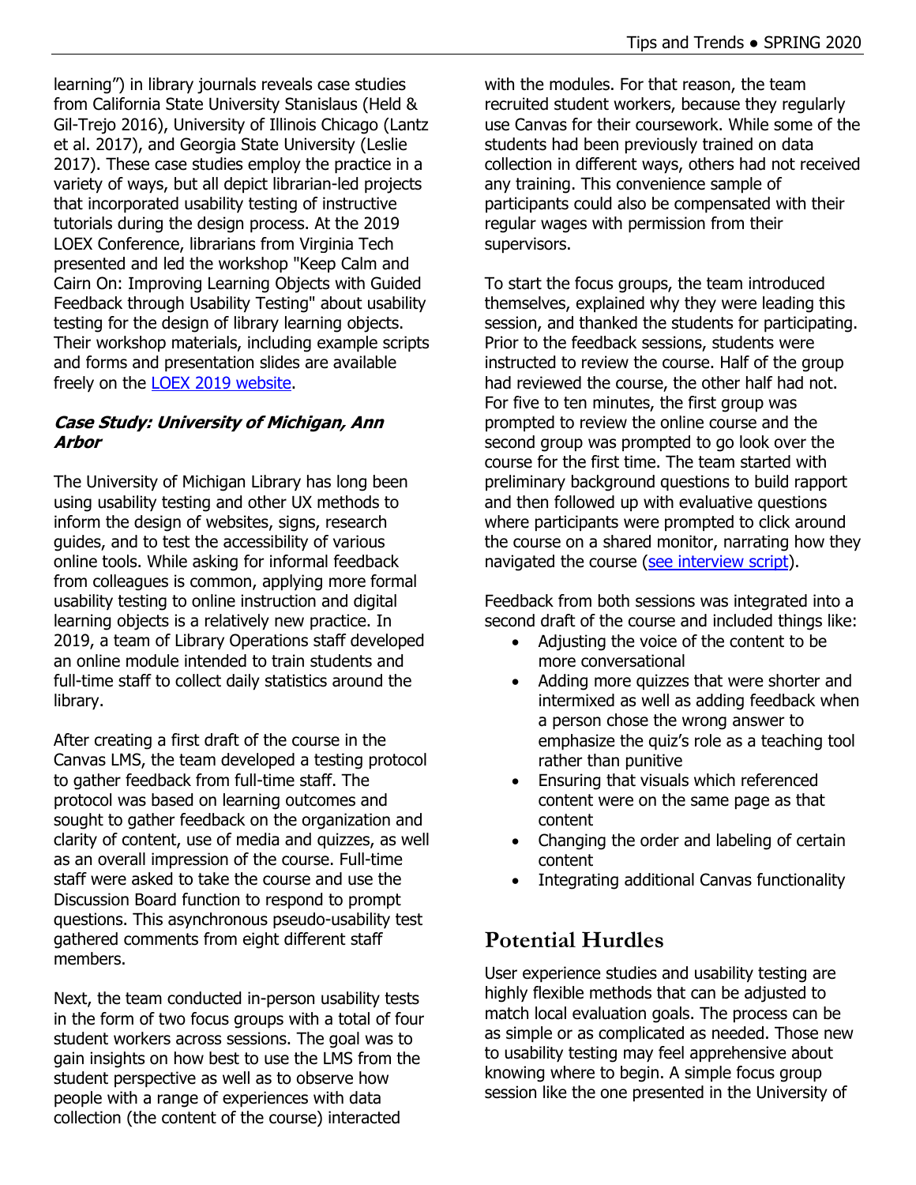learning") in library journals reveals case studies from California State University Stanislaus (Held & Gil-Trejo 2016), University of Illinois Chicago (Lantz et al. 2017), and Georgia State University (Leslie 2017). These case studies employ the practice in a variety of ways, but all depict librarian-led projects that incorporated usability testing of instructive tutorials during the design process. At the 2019 LOEX Conference, librarians from Virginia Tech presented and led the workshop "Keep Calm and Cairn On: Improving Learning Objects with Guided Feedback through Usability Testing" about usability testing for the design of library learning objects. Their workshop materials, including example scripts and forms and presentation slides are available freely on the [LOEX 2019 website](#).

***Case Study: University of Michigan, Ann Arbor***

The University of Michigan Library has long been using usability testing and other UX methods to inform the design of websites, signs, research guides, and to test the accessibility of various online tools. While asking for informal feedback from colleagues is common, applying more formal usability testing to online instruction and digital learning objects is a relatively new practice. In 2019, a team of Library Operations staff developed an online module intended to train students and full-time staff to collect daily statistics around the library.

After creating a first draft of the course in the Canvas LMS, the team developed a testing protocol to gather feedback from full-time staff. The protocol was based on learning outcomes and sought to gather feedback on the organization and clarity of content, use of media and quizzes, as well as an overall impression of the course. Full-time staff were asked to take the course and use the Discussion Board function to respond to prompt questions. This asynchronous pseudo-usability test gathered comments from eight different staff members.

Next, the team conducted in-person usability tests in the form of two focus groups with a total of four student workers across sessions. The goal was to gain insights on how best to use the LMS from the student perspective as well as to observe how people with a range of experiences with data collection (the content of the course) interacted with the modules. For that reason, the team recruited student workers, because they regularly use Canvas for their coursework. While some of the students had been previously trained on data collection in different ways, others had not received any training. This convenience sample of participants could also be compensated with their regular wages with permission from their supervisors.

To start the focus groups, the team introduced themselves, explained why they were leading this session, and thanked the students for participating. Prior to the feedback sessions, students were instructed to review the course. Half of the group had reviewed the course, the other half had not. For five to ten minutes, the first group was prompted to review the online course and the second group was prompted to go look over the course for the first time. The team started with preliminary background questions to build rapport and then followed up with evaluative questions where participants were prompted to click around the course on a shared monitor, narrating how they navigated the course ([see interview script](#)).

Feedback from both sessions was integrated into a second draft of the course and included things like:

- Adjusting the voice of the content to be more conversational
- Adding more quizzes that were shorter and intermixed as well as adding feedback when a person chose the wrong answer to emphasize the quiz's role as a teaching tool rather than punitive
- Ensuring that visuals which referenced content were on the same page as that content
- Changing the order and labeling of certain content
- Integrating additional Canvas functionality

## Potential Hurdles

User experience studies and usability testing are highly flexible methods that can be adjusted to match local evaluation goals. The process can be as simple or as complicated as needed. Those new to usability testing may feel apprehensive about knowing where to begin. A simple focus group session like the one presented in the University of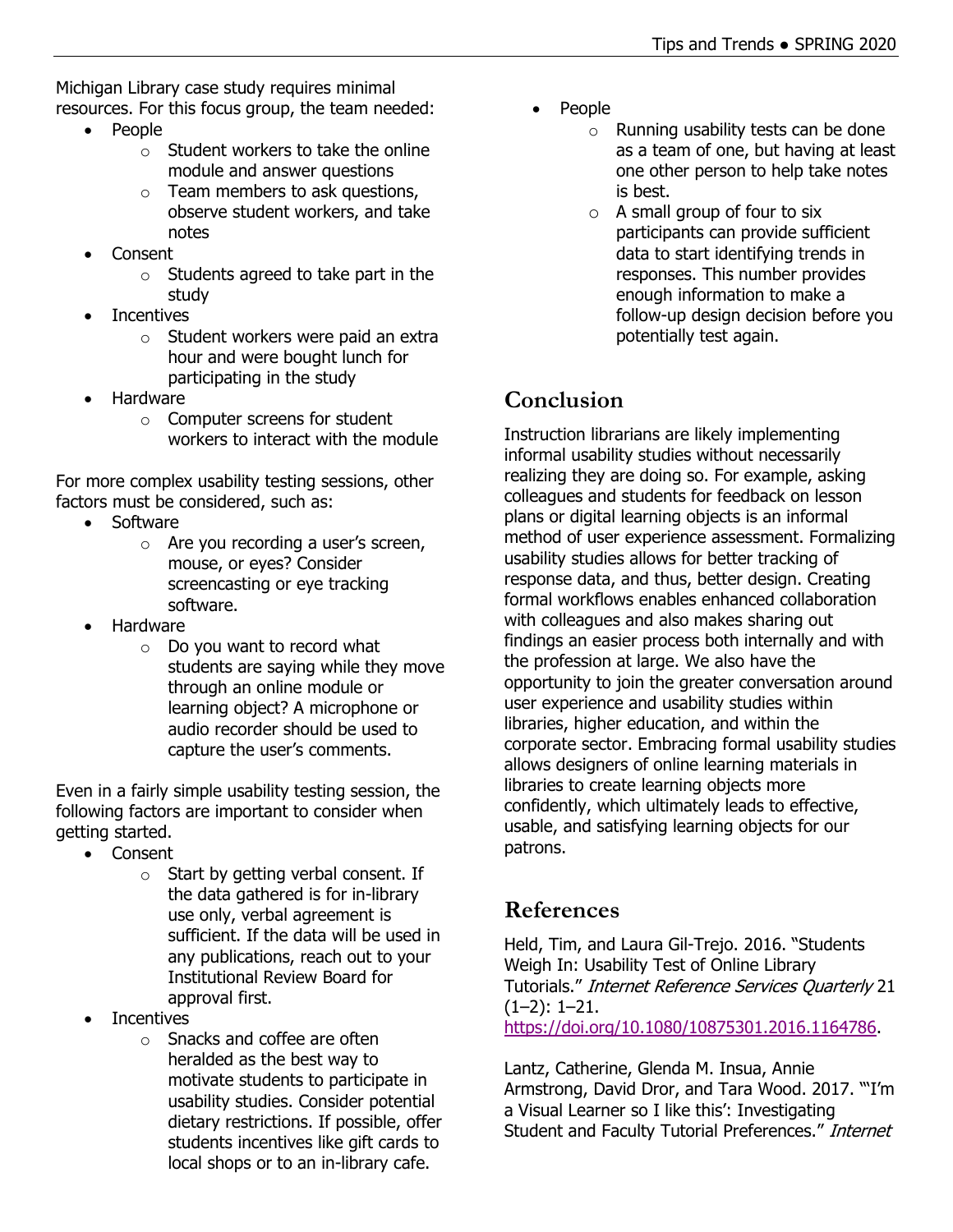Michigan Library case study requires minimal resources. For this focus group, the team needed:

- People
  - Student workers to take the online module and answer questions
  - Team members to ask questions, observe student workers, and take notes
- Consent
  - Students agreed to take part in the study
- Incentives
  - Student workers were paid an extra hour and were bought lunch for participating in the study
- Hardware
  - Computer screens for student workers to interact with the module

For more complex usability testing sessions, other factors must be considered, such as:

- Software
  - Are you recording a user's screen, mouse, or eyes? Consider screencasting or eye tracking software.
- Hardware
  - Do you want to record what students are saying while they move through an online module or learning object? A microphone or audio recorder should be used to capture the user's comments.

Even in a fairly simple usability testing session, the following factors are important to consider when getting started.

- Consent
  - Start by getting verbal consent. If the data gathered is for in-library use only, verbal agreement is sufficient. If the data will be used in any publications, reach out to your Institutional Review Board for approval first.
- Incentives
  - Snacks and coffee are often heralded as the best way to motivate students to participate in usability studies. Consider potential dietary restrictions. If possible, offer students incentives like gift cards to local shops or to an in-library cafe.
- People
  - Running usability tests can be done as a team of one, but having at least one other person to help take notes is best.
  - A small group of four to six participants can provide sufficient data to start identifying trends in responses. This number provides enough information to make a follow-up design decision before you potentially test again.

## Conclusion

Instruction librarians are likely implementing informal usability studies without necessarily realizing they are doing so. For example, asking colleagues and students for feedback on lesson plans or digital learning objects is an informal method of user experience assessment. Formalizing usability studies allows for better tracking of response data, and thus, better design. Creating formal workflows enables enhanced collaboration with colleagues and also makes sharing out findings an easier process both internally and with the profession at large. We also have the opportunity to join the greater conversation around user experience and usability studies within libraries, higher education, and within the corporate sector. Embracing formal usability studies allows designers of online learning materials in libraries to create learning objects more confidently, which ultimately leads to effective, usable, and satisfying learning objects for our patrons.

## References

Held, Tim, and Laura Gil-Trejo. 2016. "Students Weigh In: Usability Test of Online Library Tutorials." *Internet Reference Services Quarterly* 21 (1–2): 1–21. https://doi.org/10.1080/10875301.2016.1164786.

Lantz, Catherine, Glenda M. Insua, Annie Armstrong, David Dror, and Tara Wood. 2017. "'I'm a Visual Learner so I like this': Investigating Student and Faculty Tutorial Preferences." *Internet*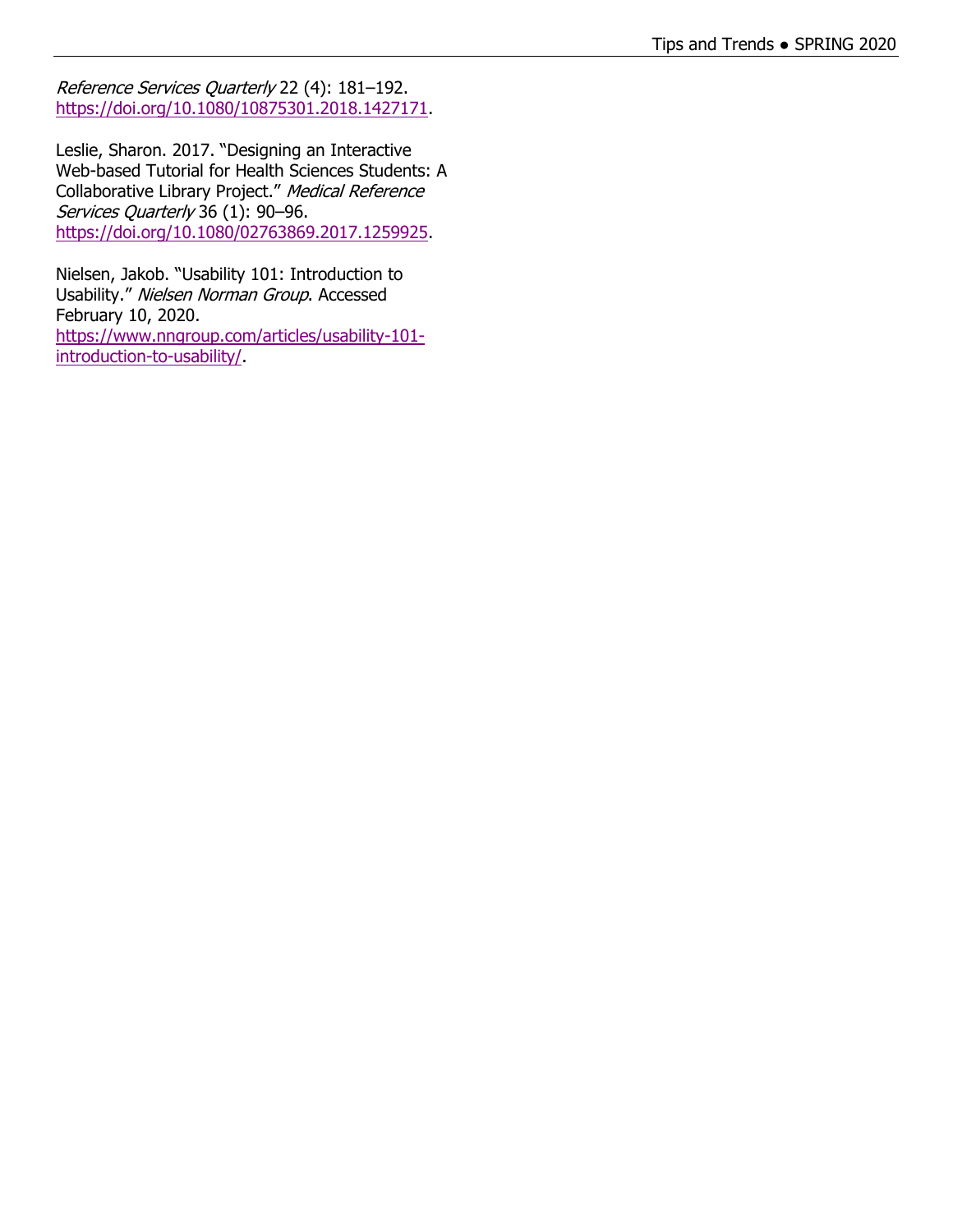*Reference Services Quarterly* 22 (4): 181–192. https://doi.org/10.1080/10875301.2018.1427171.

Leslie, Sharon. 2017. "Designing an Interactive Web-based Tutorial for Health Sciences Students: A Collaborative Library Project." *Medical Reference Services Quarterly* 36 (1): 90–96. https://doi.org/10.1080/02763869.2017.1259925.

Nielsen, Jakob. "Usability 101: Introduction to Usability." *Nielsen Norman Group*. Accessed February 10, 2020. https://www.nngroup.com/articles/usability-101-introduction-to-usability/.